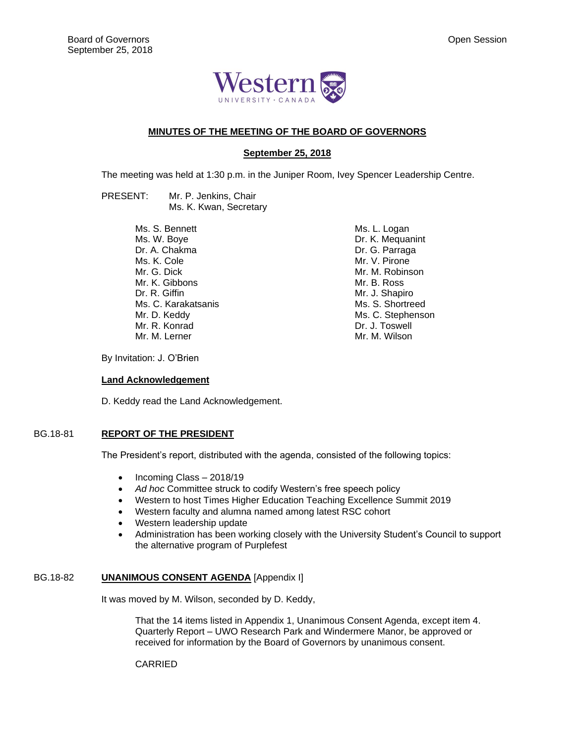# MINUTES OF THE MEETING OF THE BOARD OF GOVERNORS

## September 25, 2018

The meeting was held at 1:30 p.m. in the Juniper Room, Ivey Spencer Leadership Centre.

PRESENT: Mr. P. Jenkins, Chair
Ms. K. Kwan, Secretary

Ms. S. Bennett
Ms. W. Boye
Dr. A. Chakma
Ms. K. Cole
Mr. G. Dick
Mr. K. Gibbons
Dr. R. Giffin
Ms. C. Karakatsanis
Mr. D. Keddy
Mr. R. Konrad
Mr. M. Lerner
Ms. L. Logan
Dr. K. Mequanint
Dr. G. Parraga
Mr. V. Pirone
Mr. M. Robinson
Mr. B. Ross
Mr. J. Shapiro
Ms. S. Shortreed
Ms. C. Stephenson
Dr. J. Toswell
Mr. M. Wilson

By Invitation: J. O'Brien

**Land Acknowledgement**

D. Keddy read the Land Acknowledgement.

BG.18-81 **REPORT OF THE PRESIDENT**

The President's report, distributed with the agenda, consisted of the following topics:

- Incoming Class – 2018/19
- *Ad hoc* Committee struck to codify Western's free speech policy
- Western to host Times Higher Education Teaching Excellence Summit 2019
- Western faculty and alumna named among latest RSC cohort
- Western leadership update
- Administration has been working closely with the University Student's Council to support the alternative program of Purplefest

BG.18-82 **UNANIMOUS CONSENT AGENDA** [Appendix I]

It was moved by M. Wilson, seconded by D. Keddy,

> That the 14 items listed in Appendix 1, Unanimous Consent Agenda, except item 4. Quarterly Report – UWO Research Park and Windermere Manor, be approved or received for information by the Board of Governors by unanimous consent.
>
> CARRIED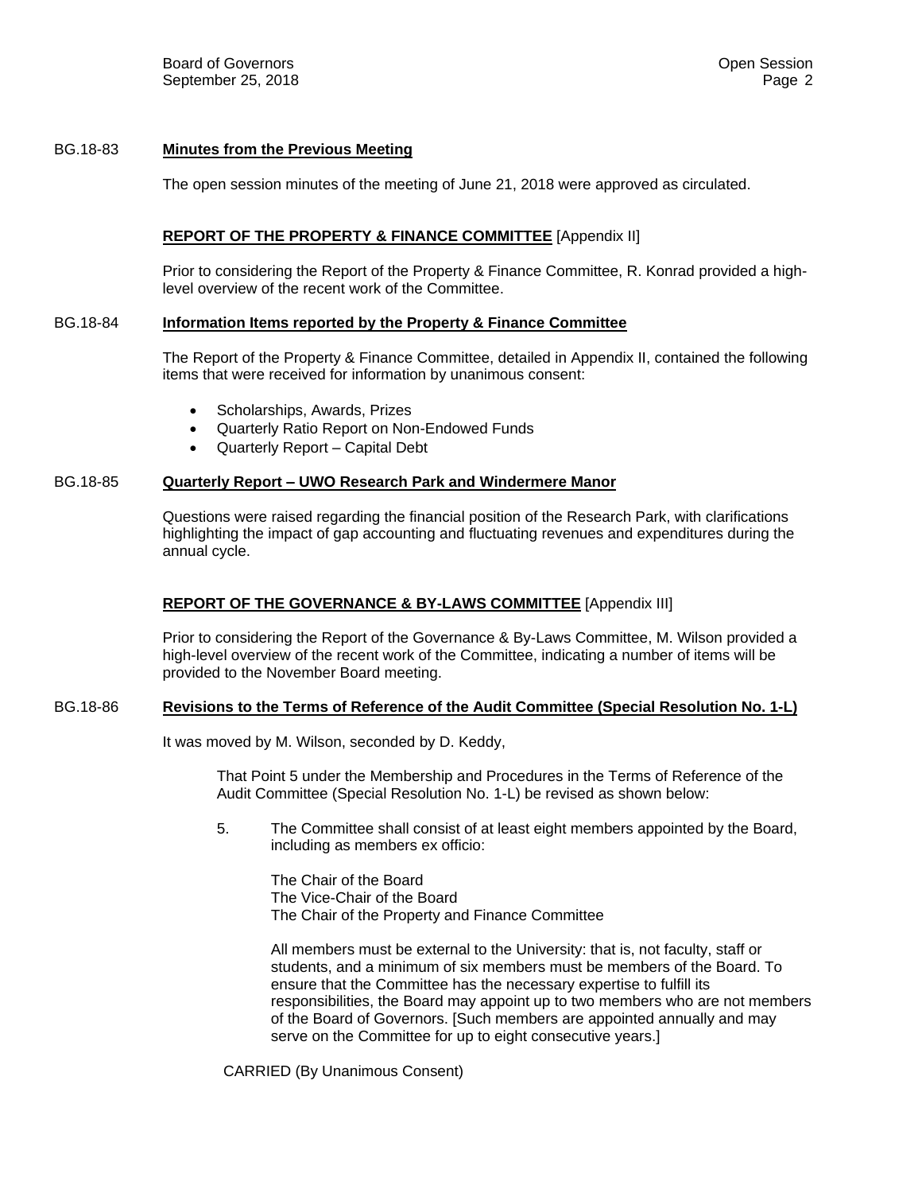**BG.18-83 Minutes from the Previous Meeting**

The open session minutes of the meeting of June 21, 2018 were approved as circulated.

**REPORT OF THE PROPERTY & FINANCE COMMITTEE** [Appendix II]

Prior to considering the Report of the Property & Finance Committee, R. Konrad provided a high-level overview of the recent work of the Committee.

**BG.18-84 Information Items reported by the Property & Finance Committee**

The Report of the Property & Finance Committee, detailed in Appendix II, contained the following items that were received for information by unanimous consent:

- Scholarships, Awards, Prizes
- Quarterly Ratio Report on Non-Endowed Funds
- Quarterly Report – Capital Debt

**BG.18-85 Quarterly Report – UWO Research Park and Windermere Manor**

Questions were raised regarding the financial position of the Research Park, with clarifications highlighting the impact of gap accounting and fluctuating revenues and expenditures during the annual cycle.

**REPORT OF THE GOVERNANCE & BY-LAWS COMMITTEE** [Appendix III]

Prior to considering the Report of the Governance & By-Laws Committee, M. Wilson provided a high-level overview of the recent work of the Committee, indicating a number of items will be provided to the November Board meeting.

**BG.18-86 Revisions to the Terms of Reference of the Audit Committee (Special Resolution No. 1-L)**

It was moved by M. Wilson, seconded by D. Keddy,

> That Point 5 under the Membership and Procedures in the Terms of Reference of the Audit Committee (Special Resolution No. 1-L) be revised as shown below:
>
> 5. The Committee shall consist of at least eight members appointed by the Board, including as members ex officio:
>
>    The Chair of the Board
>    The Vice-Chair of the Board
>    The Chair of the Property and Finance Committee
>
>    All members must be external to the University: that is, not faculty, staff or students, and a minimum of six members must be members of the Board. To ensure that the Committee has the necessary expertise to fulfill its responsibilities, the Board may appoint up to two members who are not members of the Board of Governors. [Such members are appointed annually and may serve on the Committee for up to eight consecutive years.]

CARRIED (By Unanimous Consent)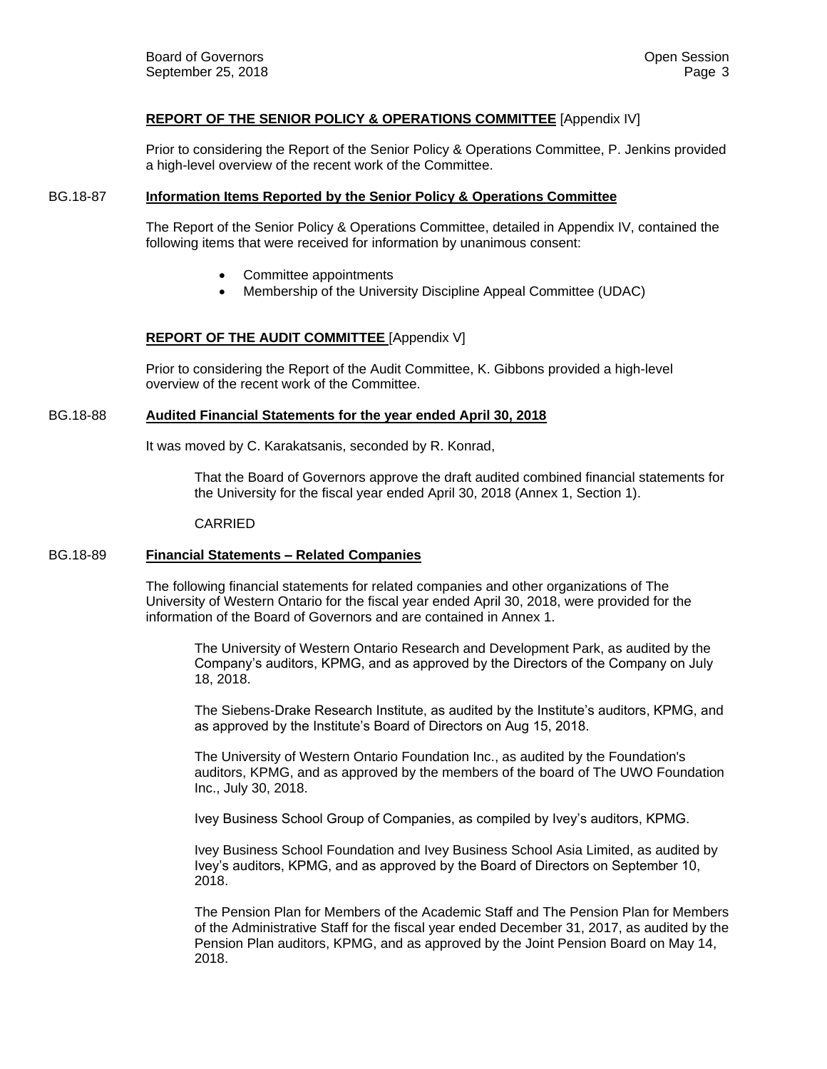**REPORT OF THE SENIOR POLICY & OPERATIONS COMMITTEE** [Appendix IV]

Prior to considering the Report of the Senior Policy & Operations Committee, P. Jenkins provided a high-level overview of the recent work of the Committee.

BG.18-87 **Information Items Reported by the Senior Policy & Operations Committee**

The Report of the Senior Policy & Operations Committee, detailed in Appendix IV, contained the following items that were received for information by unanimous consent:

- Committee appointments
- Membership of the University Discipline Appeal Committee (UDAC)

**REPORT OF THE AUDIT COMMITTEE** [Appendix V]

Prior to considering the Report of the Audit Committee, K. Gibbons provided a high-level overview of the recent work of the Committee.

BG.18-88 **Audited Financial Statements for the year ended April 30, 2018**

It was moved by C. Karakatsanis, seconded by R. Konrad,

> That the Board of Governors approve the draft audited combined financial statements for the University for the fiscal year ended April 30, 2018 (Annex 1, Section 1).
>
> CARRIED

BG.18-89 **Financial Statements – Related Companies**

The following financial statements for related companies and other organizations of The University of Western Ontario for the fiscal year ended April 30, 2018, were provided for the information of the Board of Governors and are contained in Annex 1.

> The University of Western Ontario Research and Development Park, as audited by the Company's auditors, KPMG, and as approved by the Directors of the Company on July 18, 2018.
>
> The Siebens-Drake Research Institute, as audited by the Institute's auditors, KPMG, and as approved by the Institute's Board of Directors on Aug 15, 2018.
>
> The University of Western Ontario Foundation Inc., as audited by the Foundation's auditors, KPMG, and as approved by the members of the board of The UWO Foundation Inc., July 30, 2018.
>
> Ivey Business School Group of Companies, as compiled by Ivey's auditors, KPMG.
>
> Ivey Business School Foundation and Ivey Business School Asia Limited, as audited by Ivey's auditors, KPMG, and as approved by the Board of Directors on September 10, 2018.
>
> The Pension Plan for Members of the Academic Staff and The Pension Plan for Members of the Administrative Staff for the fiscal year ended December 31, 2017, as audited by the Pension Plan auditors, KPMG, and as approved by the Joint Pension Board on May 14, 2018.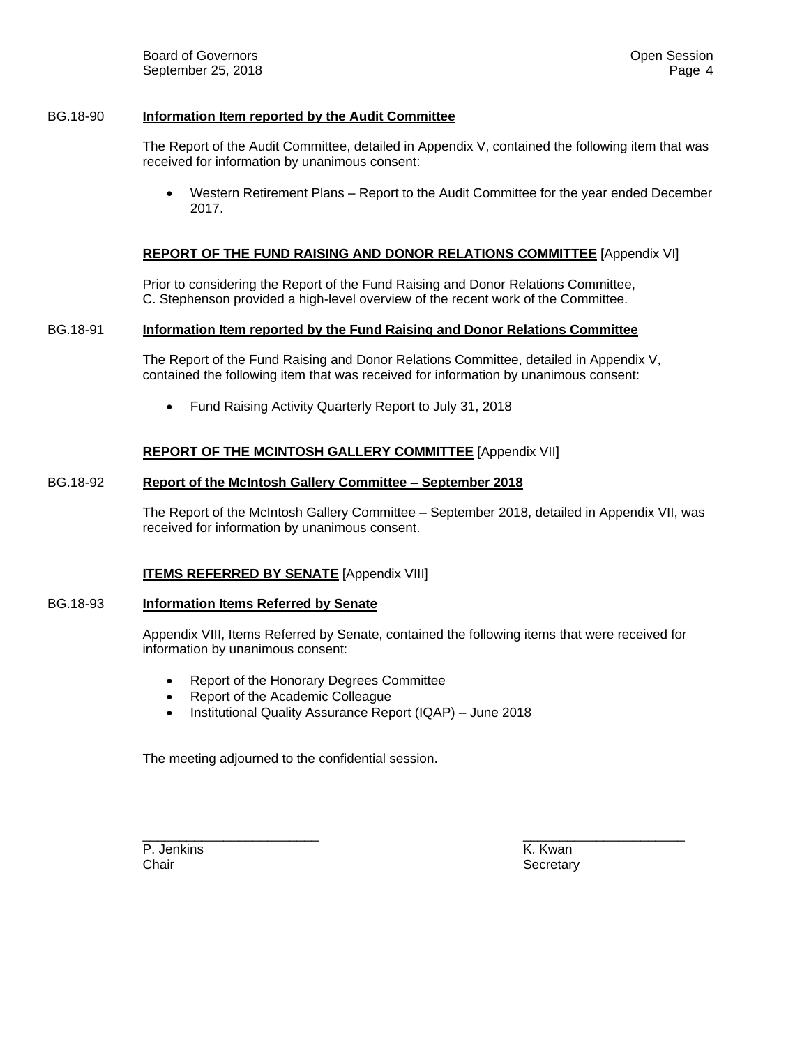BG.18-90 **Information Item reported by the Audit Committee**

The Report of the Audit Committee, detailed in Appendix V, contained the following item that was received for information by unanimous consent:

- Western Retirement Plans – Report to the Audit Committee for the year ended December 2017.

**REPORT OF THE FUND RAISING AND DONOR RELATIONS COMMITTEE** [Appendix VI]

Prior to considering the Report of the Fund Raising and Donor Relations Committee, C. Stephenson provided a high-level overview of the recent work of the Committee.

BG.18-91 **Information Item reported by the Fund Raising and Donor Relations Committee**

The Report of the Fund Raising and Donor Relations Committee, detailed in Appendix V, contained the following item that was received for information by unanimous consent:

- Fund Raising Activity Quarterly Report to July 31, 2018

**REPORT OF THE MCINTOSH GALLERY COMMITTEE** [Appendix VII]

BG.18-92 **Report of the McIntosh Gallery Committee – September 2018**

The Report of the McIntosh Gallery Committee – September 2018, detailed in Appendix VII, was received for information by unanimous consent.

**ITEMS REFERRED BY SENATE** [Appendix VIII]

BG.18-93 **Information Items Referred by Senate**

Appendix VIII, Items Referred by Senate, contained the following items that were received for information by unanimous consent:

- Report of the Honorary Degrees Committee
- Report of the Academic Colleague
- Institutional Quality Assurance Report (IQAP) – June 2018

The meeting adjourned to the confidential session.

\_\_\_\_\_\_\_\_\_\_\_\_\_\_\_\_\_\_\_\_\_\_\_\_
P. Jenkins
Chair

\_\_\_\_\_\_\_\_\_\_\_\_\_\_\_\_\_\_\_\_\_\_\_\_
K. Kwan
Secretary